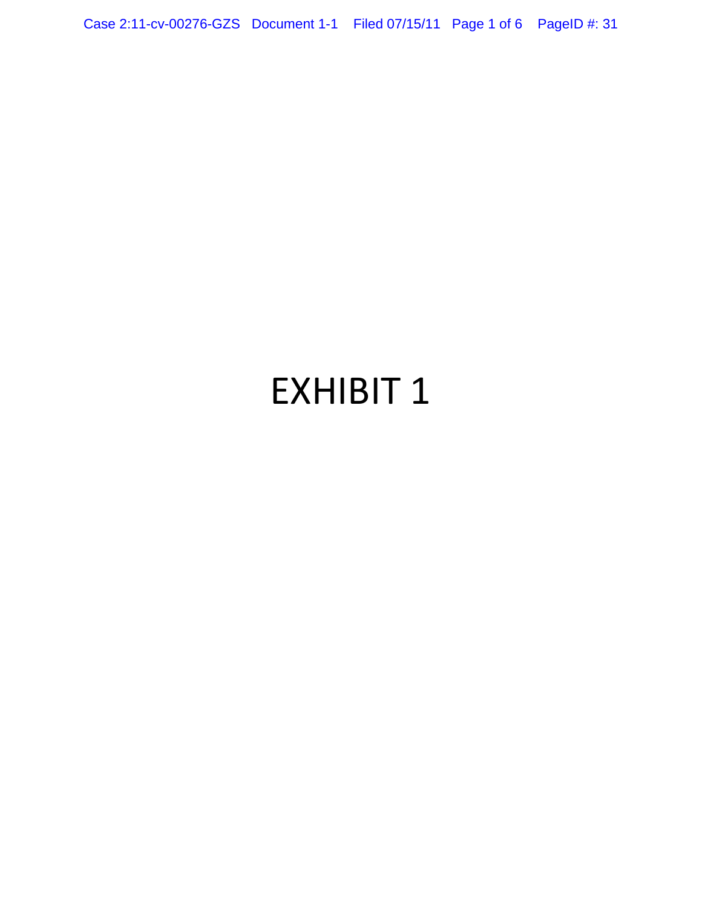# EXHIBIT 1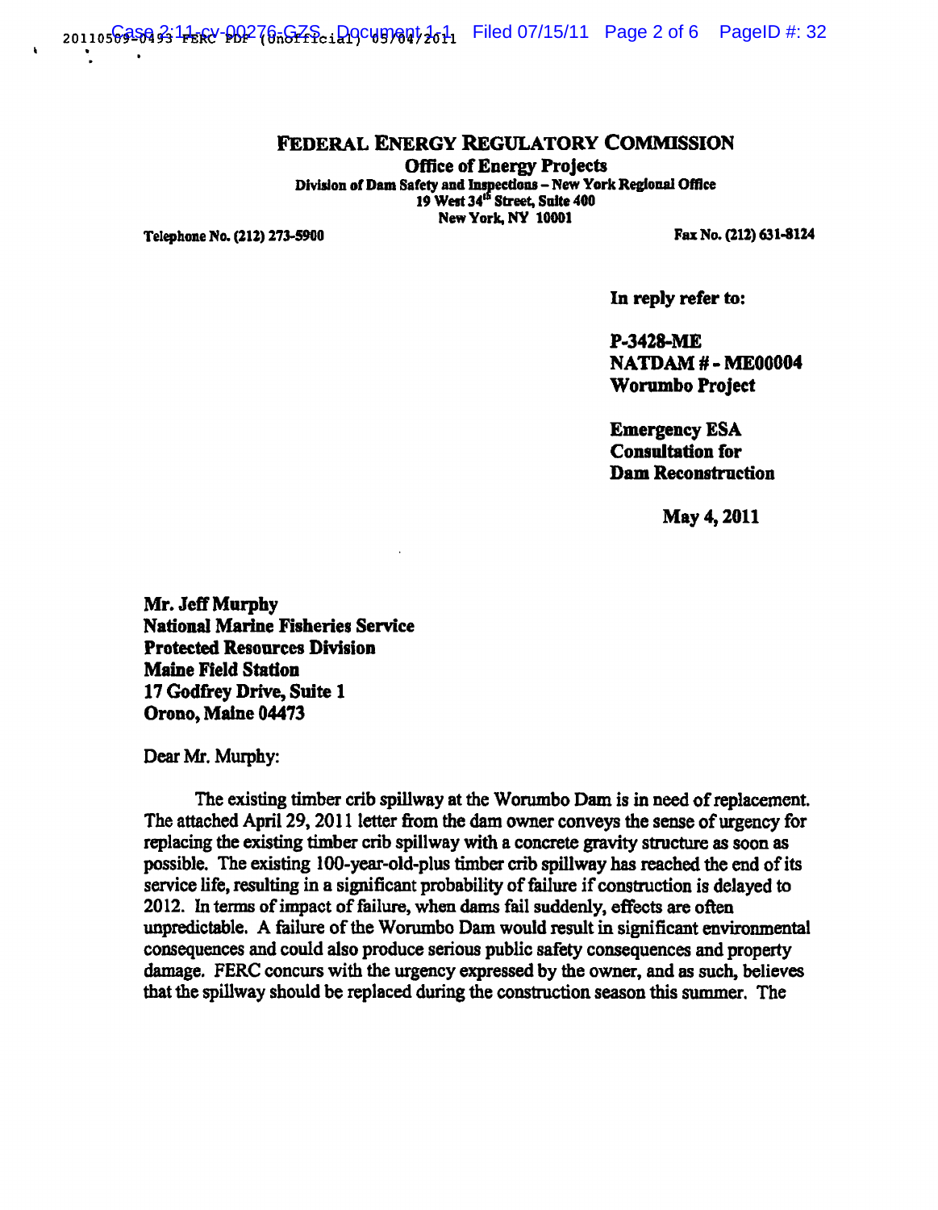# FEDERAL ENERGY REGULATORY COMMISSION

**Office of Energy Projects**
**Division of Dam Safety and Inspections – New York Regional Office**
**19 West 34th Street, Suite 400**
**New York, NY 10001**

**Telephone No. (212) 273-5900** **Fax No. (212) 631-8124**

**In reply refer to:**

**P-3428-ME**
**NATDAM # - ME00004**
**Worumbo Project**

**Emergency ESA Consultation for Dam Reconstruction**

**May 4, 2011**

**Mr. Jeff Murphy**
**National Marine Fisheries Service**
**Protected Resources Division**
**Maine Field Station**
**17 Godfrey Drive, Suite 1**
**Orono, Maine 04473**

Dear Mr. Murphy:

The existing timber crib spillway at the Worumbo Dam is in need of replacement. The attached April 29, 2011 letter from the dam owner conveys the sense of urgency for replacing the existing timber crib spillway with a concrete gravity structure as soon as possible. The existing 100-year-old-plus timber crib spillway has reached the end of its service life, resulting in a significant probability of failure if construction is delayed to 2012. In terms of impact of failure, when dams fail suddenly, effects are often unpredictable. A failure of the Worumbo Dam would result in significant environmental consequences and could also produce serious public safety consequences and property damage. FERC concurs with the urgency expressed by the owner, and as such, believes that the spillway should be replaced during the construction season this summer. The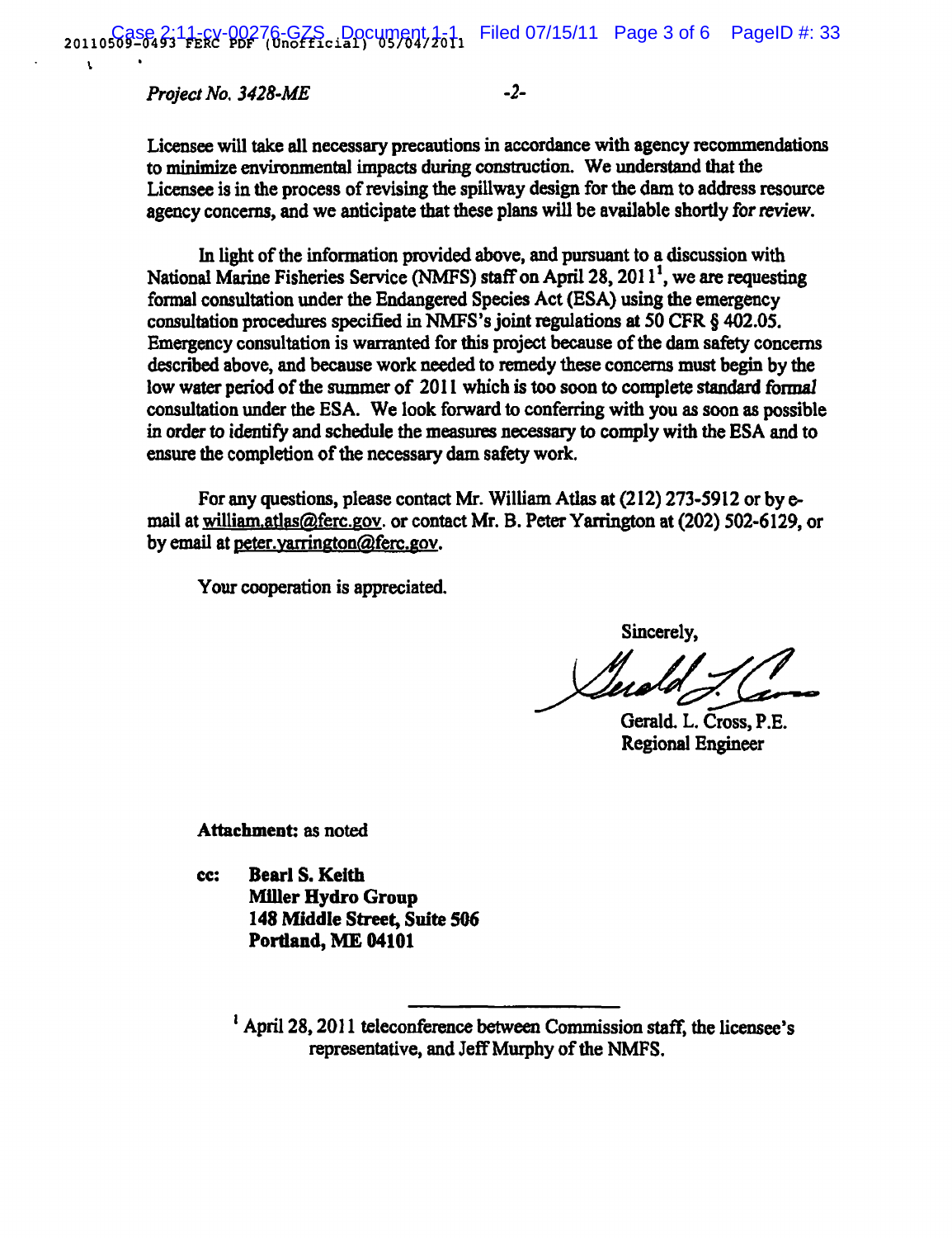*Project No. 3428-ME*

Licensee will take all necessary precautions in accordance with agency recommendations to minimize environmental impacts during construction. We understand that the Licensee is in the process of revising the spillway design for the dam to address resource agency concerns, and we anticipate that these plans will be available shortly for review.

In light of the information provided above, and pursuant to a discussion with National Marine Fisheries Service (NMFS) staff on April 28, 2011[1], we are requesting formal consultation under the Endangered Species Act (ESA) using the emergency consultation procedures specified in NMFS's joint regulations at 50 CFR § 402.05. Emergency consultation is warranted for this project because of the dam safety concerns described above, and because work needed to remedy these concerns must begin by the low water period of the summer of 2011 which is too soon to complete standard formal consultation under the ESA. We look forward to conferring with you as soon as possible in order to identify and schedule the measures necessary to comply with the ESA and to ensure the completion of the necessary dam safety work.

For any questions, please contact Mr. William Atlas at (212) 273-5912 or by e-mail at william.atlas@ferc.gov. or contact Mr. B. Peter Yarrington at (202) 502-6129, or by email at peter.yarrington@ferc.gov.

Your cooperation is appreciated.

Sincerely,

Gerald. L. Cross, P.E.
Regional Engineer

**Attachment:** as noted

**cc:** **Bearl S. Keith**
**Miller Hydro Group**
**148 Middle Street, Suite 506**
**Portland, ME 04101**

[1] April 28, 2011 teleconference between Commission staff, the licensee's representative, and Jeff Murphy of the NMFS.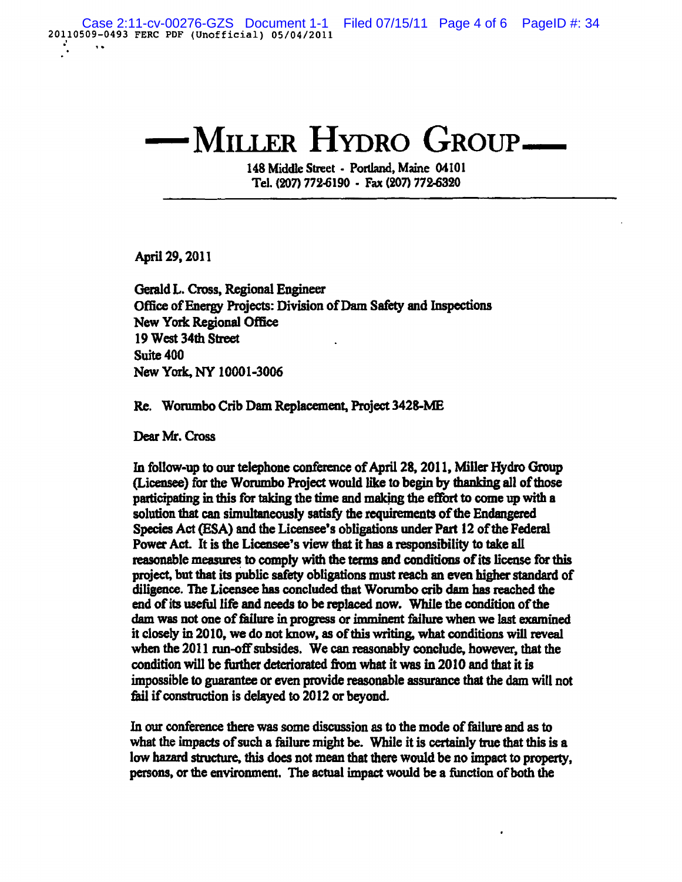# —MILLER HYDRO GROUP—

148 Middle Street - Portland, Maine 04101
Tel. (207) 772-6190 - Fax (207) 772-6320

April 29, 2011

Gerald L. Cross, Regional Engineer
Office of Energy Projects: Division of Dam Safety and Inspections
New York Regional Office
19 West 34th Street
Suite 400
New York, NY 10001-3006

Re. Worumbo Crib Dam Replacement, Project 3428-ME

Dear Mr. Cross

In follow-up to our telephone conference of April 28, 2011, Miller Hydro Group (Licensee) for the Worumbo Project would like to begin by thanking all of those participating in this for taking the time and making the effort to come up with a solution that can simultaneously satisfy the requirements of the Endangered Species Act (ESA) and the Licensee's obligations under Part 12 of the Federal Power Act. It is the Licensee's view that it has a responsibility to take all reasonable measures to comply with the terms and conditions of its license for this project, but that its public safety obligations must reach an even higher standard of diligence. The Licensee has concluded that Worumbo crib dam has reached the end of its useful life and needs to be replaced now. While the condition of the dam was not one of failure in progress or imminent failure when we last examined it closely in 2010, we do not know, as of this writing, what conditions will reveal when the 2011 run-off subsides. We can reasonably conclude, however, that the condition will be further deteriorated from what it was in 2010 and that it is impossible to guarantee or even provide reasonable assurance that the dam will not fail if construction is delayed to 2012 or beyond.

In our conference there was some discussion as to the mode of failure and as to what the impacts of such a failure might be. While it is certainly true that this is a low hazard structure, this does not mean that there would be no impact to property, persons, or the environment. The actual impact would be a function of both the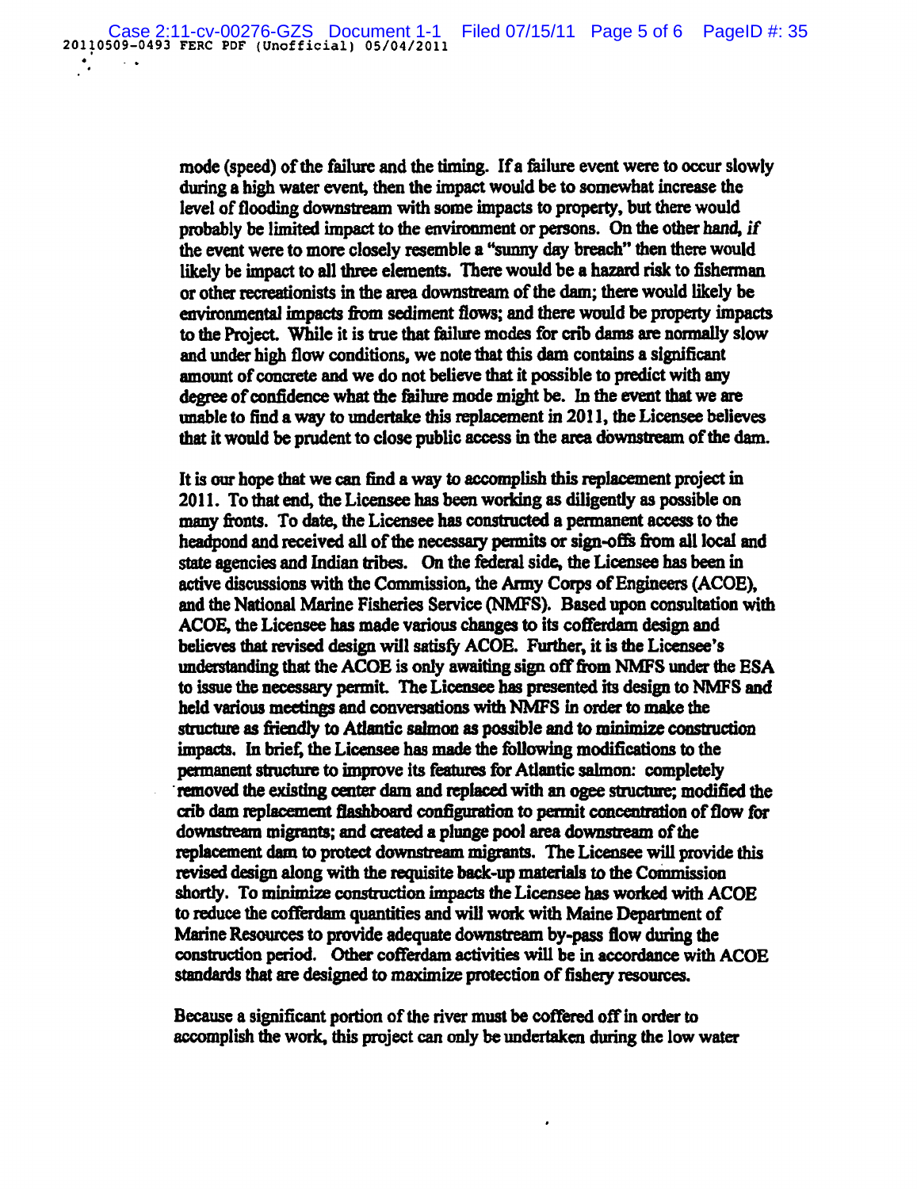mode (speed) of the failure and the timing. If a failure event were to occur slowly during a high water event, then the impact would be to somewhat increase the level of flooding downstream with some impacts to property, but there would probably be limited impact to the environment or persons. On the other hand, if the event were to more closely resemble a "sunny day breach" then there would likely be impact to all three elements. There would be a hazard risk to fisherman or other recreationists in the area downstream of the dam; there would likely be environmental impacts from sediment flows; and there would be property impacts to the Project. While it is true that failure modes for crib dams are normally slow and under high flow conditions, we note that this dam contains a significant amount of concrete and we do not believe that it possible to predict with any degree of confidence what the failure mode might be. In the event that we are unable to find a way to undertake this replacement in 2011, the Licensee believes that it would be prudent to close public access in the area downstream of the dam.

It is our hope that we can find a way to accomplish this replacement project in 2011. To that end, the Licensee has been working as diligently as possible on many fronts. To date, the Licensee has constructed a permanent access to the headpond and received all of the necessary permits or sign-offs from all local and state agencies and Indian tribes. On the federal side, the Licensee has been in active discussions with the Commission, the Army Corps of Engineers (ACOE), and the National Marine Fisheries Service (NMFS). Based upon consultation with ACOE, the Licensee has made various changes to its cofferdam design and believes that revised design will satisfy ACOE. Further, it is the Licensee's understanding that the ACOE is only awaiting sign off from NMFS under the ESA to issue the necessary permit. The Licensee has presented its design to NMFS and held various meetings and conversations with NMFS in order to make the structure as friendly to Atlantic salmon as possible and to minimize construction impacts. In brief, the Licensee has made the following modifications to the permanent structure to improve its features for Atlantic salmon: completely removed the existing center dam and replaced with an ogee structure; modified the crib dam replacement flashboard configuration to permit concentration of flow for downstream migrants; and created a plunge pool area downstream of the replacement dam to protect downstream migrants. The Licensee will provide this revised design along with the requisite back-up materials to the Commission shortly. To minimize construction impacts the Licensee has worked with ACOE to reduce the cofferdam quantities and will work with Maine Department of Marine Resources to provide adequate downstream by-pass flow during the construction period. Other cofferdam activities will be in accordance with ACOE standards that are designed to maximize protection of fishery resources.

Because a significant portion of the river must be coffered off in order to accomplish the work, this project can only be undertaken during the low water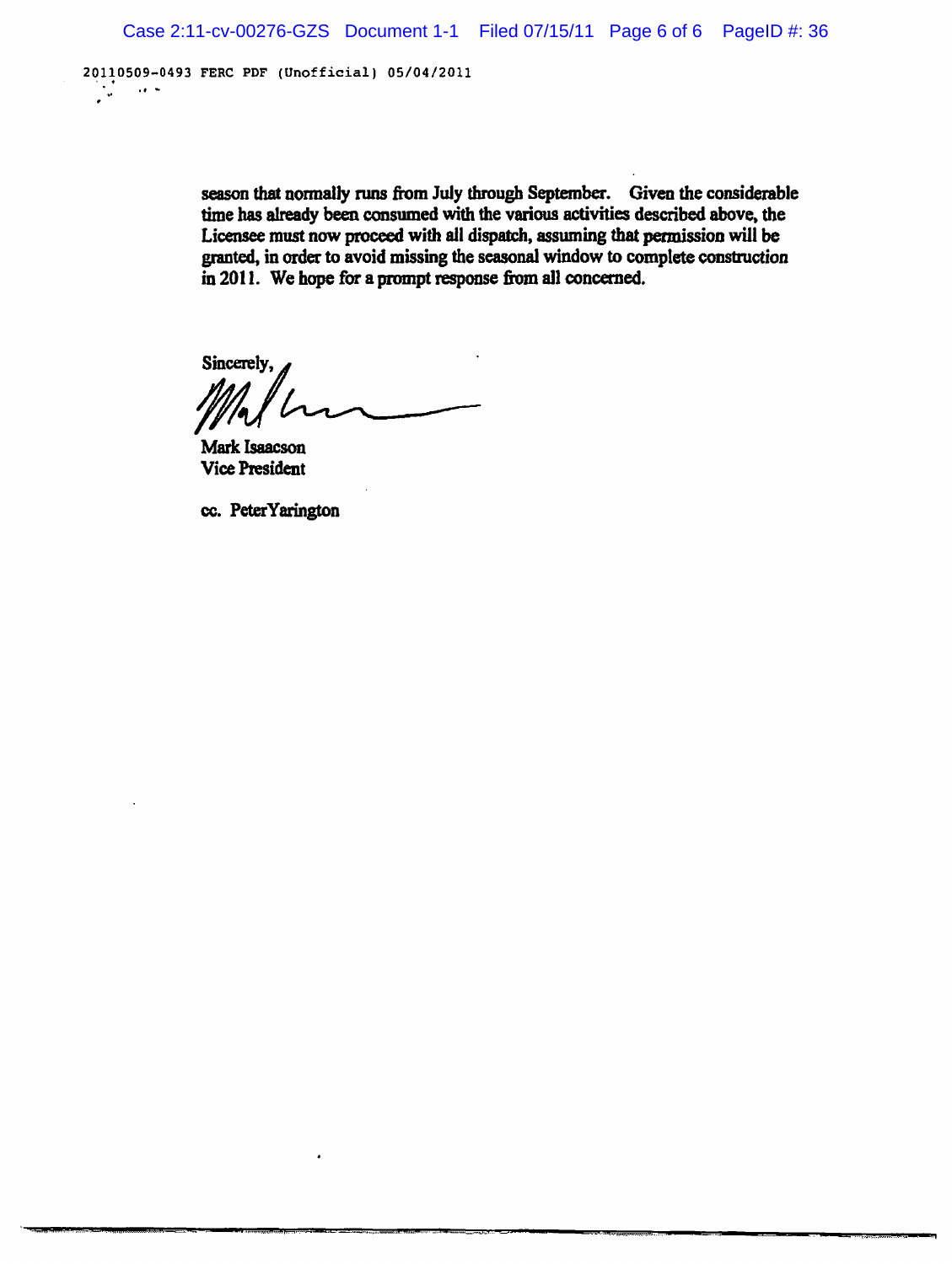season that normally runs from July through September. Given the considerable time has already been consumed with the various activities described above, the Licensee must now proceed with all dispatch, assuming that permission will be granted, in order to avoid missing the seasonal window to complete construction in 2011. We hope for a prompt response from all concerned.

Sincerely,

Mark Isaacson
Vice President

cc. PeterYarington